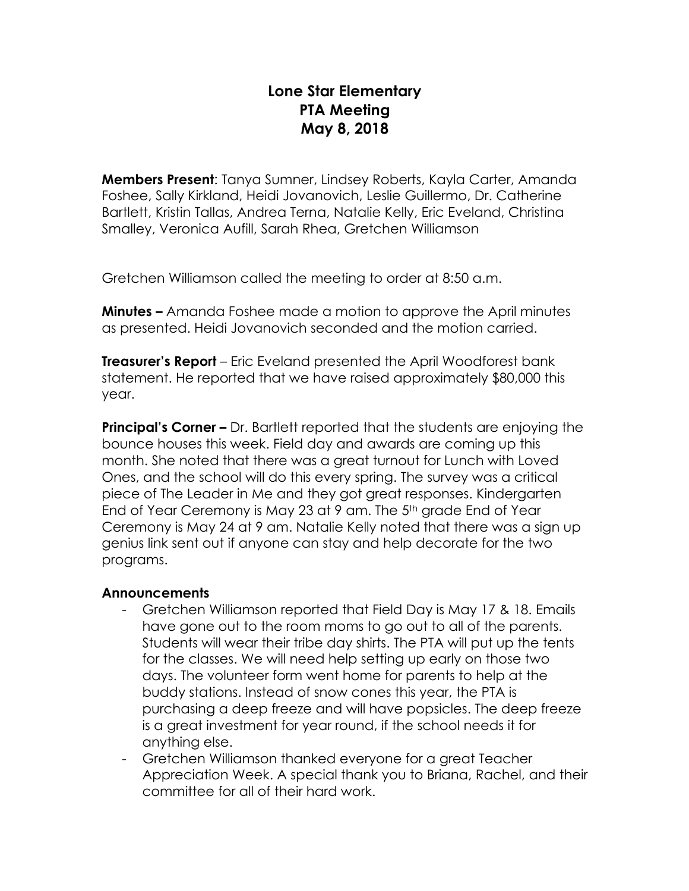# Lone Star Elementary
# PTA Meeting
# May 8, 2018

**Members Present**: Tanya Sumner, Lindsey Roberts, Kayla Carter, Amanda Foshee, Sally Kirkland, Heidi Jovanovich, Leslie Guillermo, Dr. Catherine Bartlett, Kristin Tallas, Andrea Terna, Natalie Kelly, Eric Eveland, Christina Smalley, Veronica Aufill, Sarah Rhea, Gretchen Williamson

Gretchen Williamson called the meeting to order at 8:50 a.m.

**Minutes –** Amanda Foshee made a motion to approve the April minutes as presented. Heidi Jovanovich seconded and the motion carried.

**Treasurer's Report** – Eric Eveland presented the April Woodforest bank statement. He reported that we have raised approximately $80,000 this year.

**Principal's Corner –** Dr. Bartlett reported that the students are enjoying the bounce houses this week. Field day and awards are coming up this month. She noted that there was a great turnout for Lunch with Loved Ones, and the school will do this every spring. The survey was a critical piece of The Leader in Me and they got great responses. Kindergarten End of Year Ceremony is May 23 at 9 am. The 5th grade End of Year Ceremony is May 24 at 9 am. Natalie Kelly noted that there was a sign up genius link sent out if anyone can stay and help decorate for the two programs.

**Announcements**

- Gretchen Williamson reported that Field Day is May 17 & 18. Emails have gone out to the room moms to go out to all of the parents. Students will wear their tribe day shirts. The PTA will put up the tents for the classes. We will need help setting up early on those two days. The volunteer form went home for parents to help at the buddy stations. Instead of snow cones this year, the PTA is purchasing a deep freeze and will have popsicles. The deep freeze is a great investment for year round, if the school needs it for anything else.
- Gretchen Williamson thanked everyone for a great Teacher Appreciation Week. A special thank you to Briana, Rachel, and their committee for all of their hard work.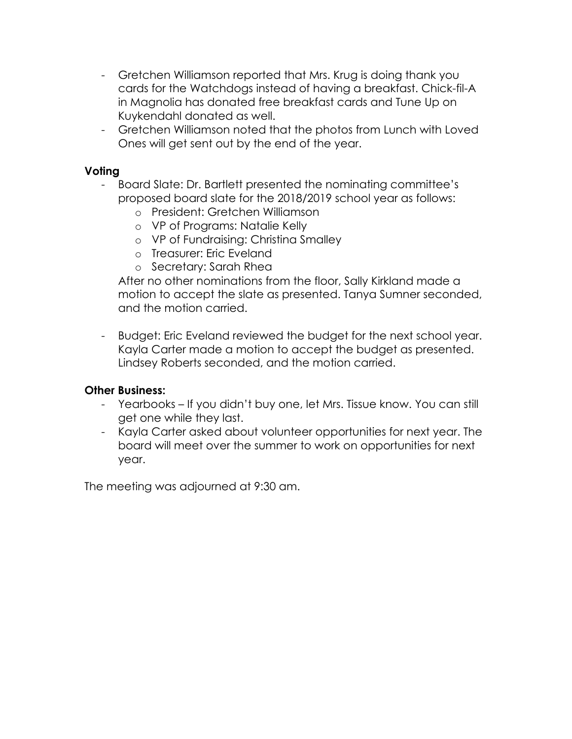- Gretchen Williamson reported that Mrs. Krug is doing thank you cards for the Watchdogs instead of having a breakfast. Chick-fil-A in Magnolia has donated free breakfast cards and Tune Up on Kuykendahl donated as well.
- Gretchen Williamson noted that the photos from Lunch with Loved Ones will get sent out by the end of the year.

**Voting**

- Board Slate: Dr. Bartlett presented the nominating committee's proposed board slate for the 2018/2019 school year as follows:
  - President: Gretchen Williamson
  - VP of Programs: Natalie Kelly
  - VP of Fundraising: Christina Smalley
  - Treasurer: Eric Eveland
  - Secretary: Sarah Rhea

  After no other nominations from the floor, Sally Kirkland made a motion to accept the slate as presented. Tanya Sumner seconded, and the motion carried.

- Budget: Eric Eveland reviewed the budget for the next school year. Kayla Carter made a motion to accept the budget as presented. Lindsey Roberts seconded, and the motion carried.

**Other Business:**

- Yearbooks – If you didn't buy one, let Mrs. Tissue know. You can still get one while they last.
- Kayla Carter asked about volunteer opportunities for next year. The board will meet over the summer to work on opportunities for next year.

The meeting was adjourned at 9:30 am.